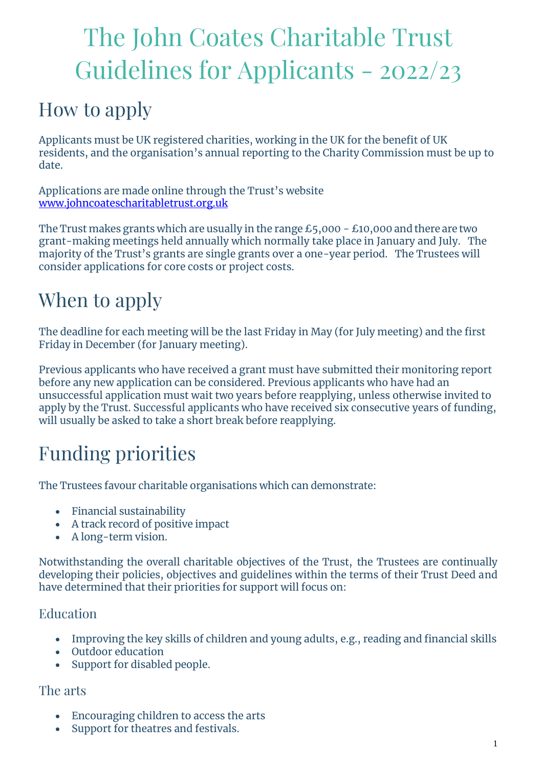# The John Coates Charitable Trust Guidelines for Applicants - 2022/23

## How to apply

Applicants must be UK registered charities, working in the UK for the benefit of UK residents, and the organisation's annual reporting to the Charity Commission must be up to date.

Applications are made online through the Trust's website [www.johncoatescharitabletrust.org.uk](http://www.johncoatescharitabletrust.org.uk)

The Trust makes grants which are usually in the range £5,000 - £10,000 and there are two grant-making meetings held annually which normally take place in January and July. The majority of the Trust's grants are single grants over a one-year period. The Trustees will consider applications for core costs or project costs.

## When to apply

The deadline for each meeting will be the last Friday in May (for July meeting) and the first Friday in December (for January meeting).

Previous applicants who have received a grant must have submitted their monitoring report before any new application can be considered. Previous applicants who have had an unsuccessful application must wait two years before reapplying, unless otherwise invited to apply by the Trust. Successful applicants who have received six consecutive years of funding, will usually be asked to take a short break before reapplying.

## Funding priorities

The Trustees favour charitable organisations which can demonstrate:

- Financial sustainability
- A track record of positive impact
- A long-term vision.

Notwithstanding the overall charitable objectives of the Trust, the Trustees are continually developing their policies, objectives and guidelines within the terms of their Trust Deed and have determined that their priorities for support will focus on:

### Education

- Improving the key skills of children and young adults, e.g., reading and financial skills
- Outdoor education
- Support for disabled people.

### The arts

- Encouraging children to access the arts
- Support for theatres and festivals.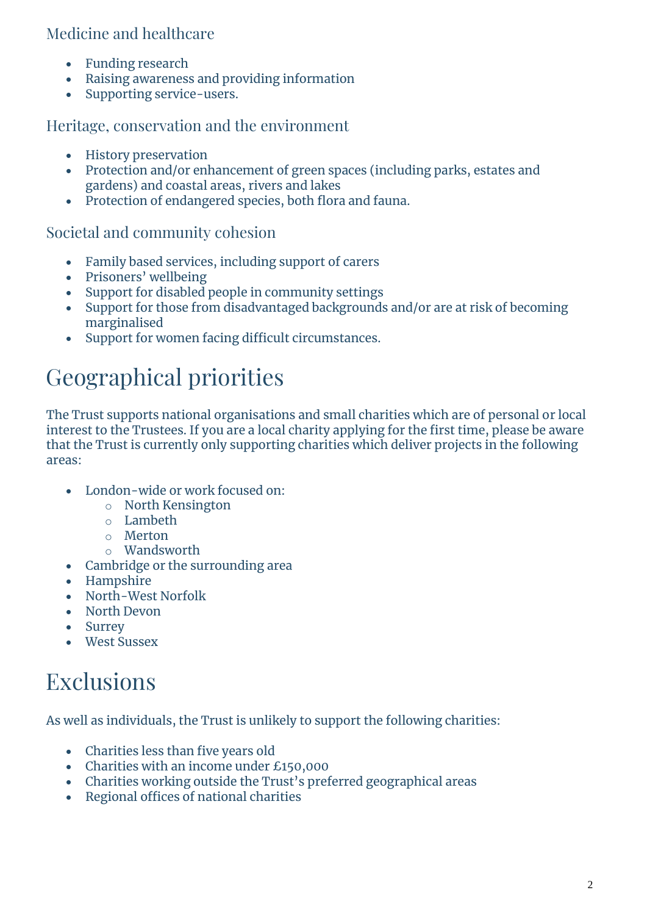### Medicine and healthcare

- Funding research
- Raising awareness and providing information
- Supporting service-users.

### Heritage, conservation and the environment

- History preservation
- Protection and/or enhancement of green spaces (including parks, estates and gardens) and coastal areas, rivers and lakes
- Protection of endangered species, both flora and fauna.

### Societal and community cohesion

- Family based services, including support of carers
- Prisoners' wellbeing
- Support for disabled people in community settings
- Support for those from disadvantaged backgrounds and/or are at risk of becoming marginalised
- Support for women facing difficult circumstances.

## Geographical priorities

The Trust supports national organisations and small charities which are of personal or local interest to the Trustees. If you are a local charity applying for the first time, please be aware that the Trust is currently only supporting charities which deliver projects in the following areas:

- London-wide or work focused on:
  - North Kensington
  - Lambeth
  - Merton
  - Wandsworth
- Cambridge or the surrounding area
- Hampshire
- North-West Norfolk
- North Devon
- Surrey
- West Sussex

## Exclusions

As well as individuals, the Trust is unlikely to support the following charities:

- Charities less than five years old
- Charities with an income under £150,000
- Charities working outside the Trust's preferred geographical areas
- Regional offices of national charities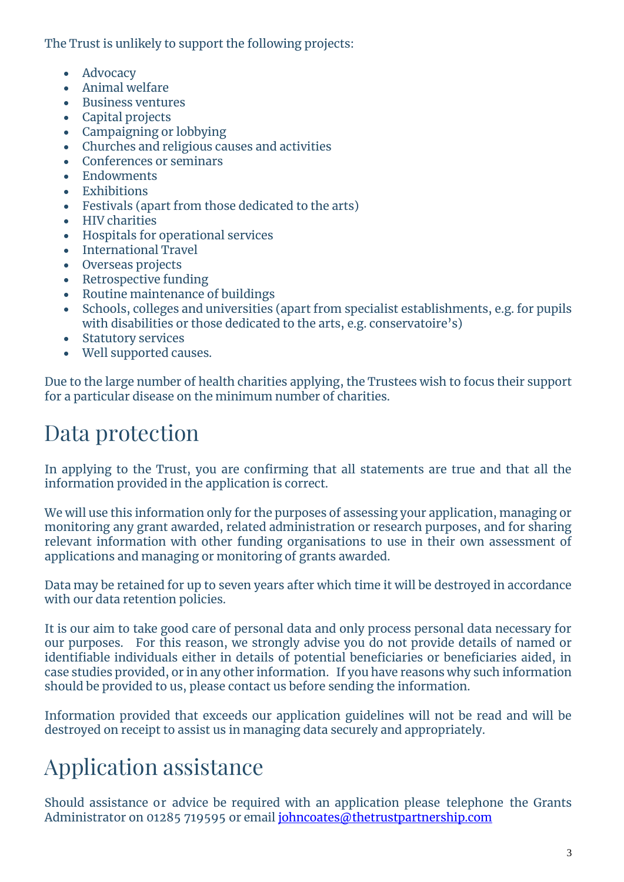The Trust is unlikely to support the following projects:

- Advocacy
- Animal welfare
- Business ventures
- Capital projects
- Campaigning or lobbying
- Churches and religious causes and activities
- Conferences or seminars
- Endowments
- Exhibitions
- Festivals (apart from those dedicated to the arts)
- HIV charities
- Hospitals for operational services
- International Travel
- Overseas projects
- Retrospective funding
- Routine maintenance of buildings
- Schools, colleges and universities (apart from specialist establishments, e.g. for pupils with disabilities or those dedicated to the arts, e.g. conservatoire's)
- Statutory services
- Well supported causes.

Due to the large number of health charities applying, the Trustees wish to focus their support for a particular disease on the minimum number of charities.

# Data protection

In applying to the Trust, you are confirming that all statements are true and that all the information provided in the application is correct.

We will use this information only for the purposes of assessing your application, managing or monitoring any grant awarded, related administration or research purposes, and for sharing relevant information with other funding organisations to use in their own assessment of applications and managing or monitoring of grants awarded.

Data may be retained for up to seven years after which time it will be destroyed in accordance with our data retention policies.

It is our aim to take good care of personal data and only process personal data necessary for our purposes. For this reason, we strongly advise you do not provide details of named or identifiable individuals either in details of potential beneficiaries or beneficiaries aided, in case studies provided, or in any other information. If you have reasons why such information should be provided to us, please contact us before sending the information.

Information provided that exceeds our application guidelines will not be read and will be destroyed on receipt to assist us in managing data securely and appropriately.

# Application assistance

Should assistance or advice be required with an application please telephone the Grants Administrator on 01285 719595 or email johncoates@thetrustpartnership.com